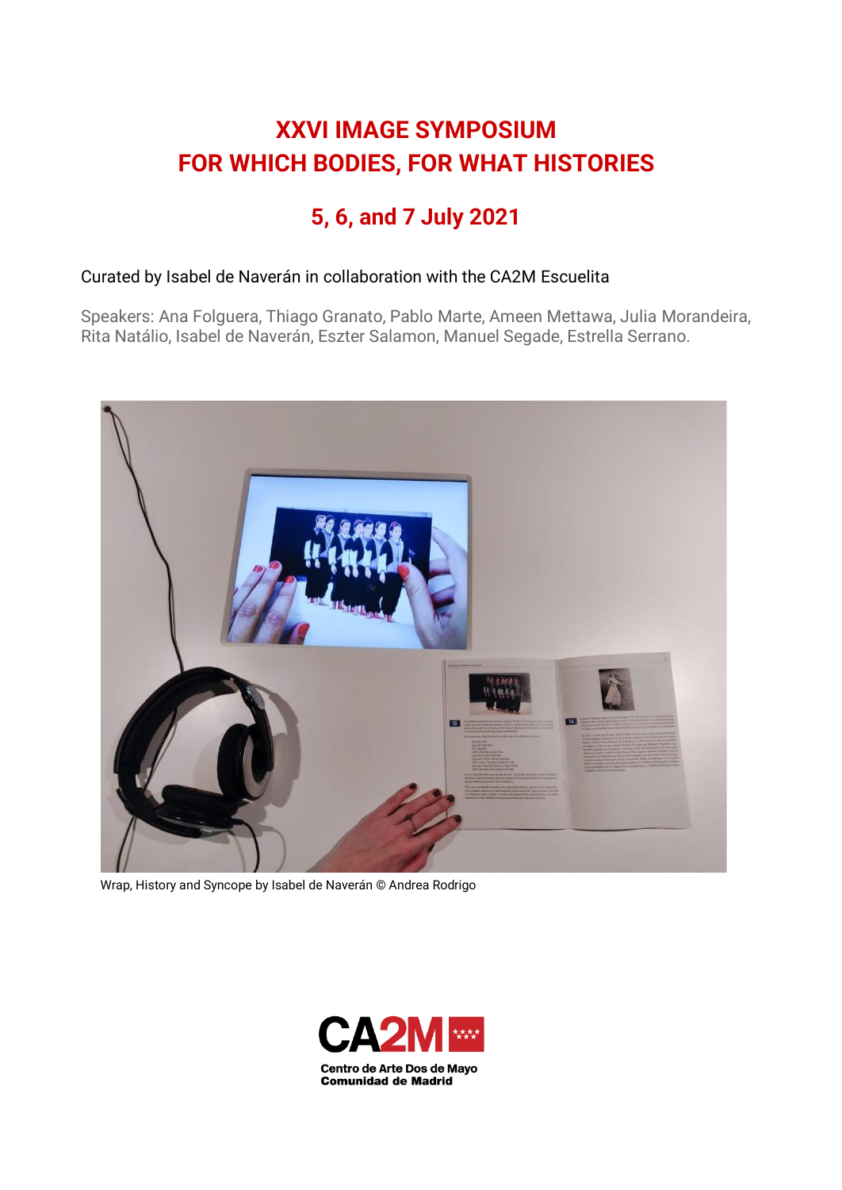# XXVI IMAGE SYMPOSIUM
# FOR WHICH BODIES, FOR WHAT HISTORIES

## 5, 6, and 7 July 2021

Curated by Isabel de Naverán in collaboration with the CA2M Escuelita

Speakers: Ana Folguera, Thiago Granato, Pablo Marte, Ameen Mettawa, Julia Morandeira, Rita Natálio, Isabel de Naverán, Eszter Salamon, Manuel Segade, Estrella Serrano.

Wrap, History and Syncope by Isabel de Naverán © Andrea Rodrigo

CA2M
Centro de Arte Dos de Mayo
Comunidad de Madrid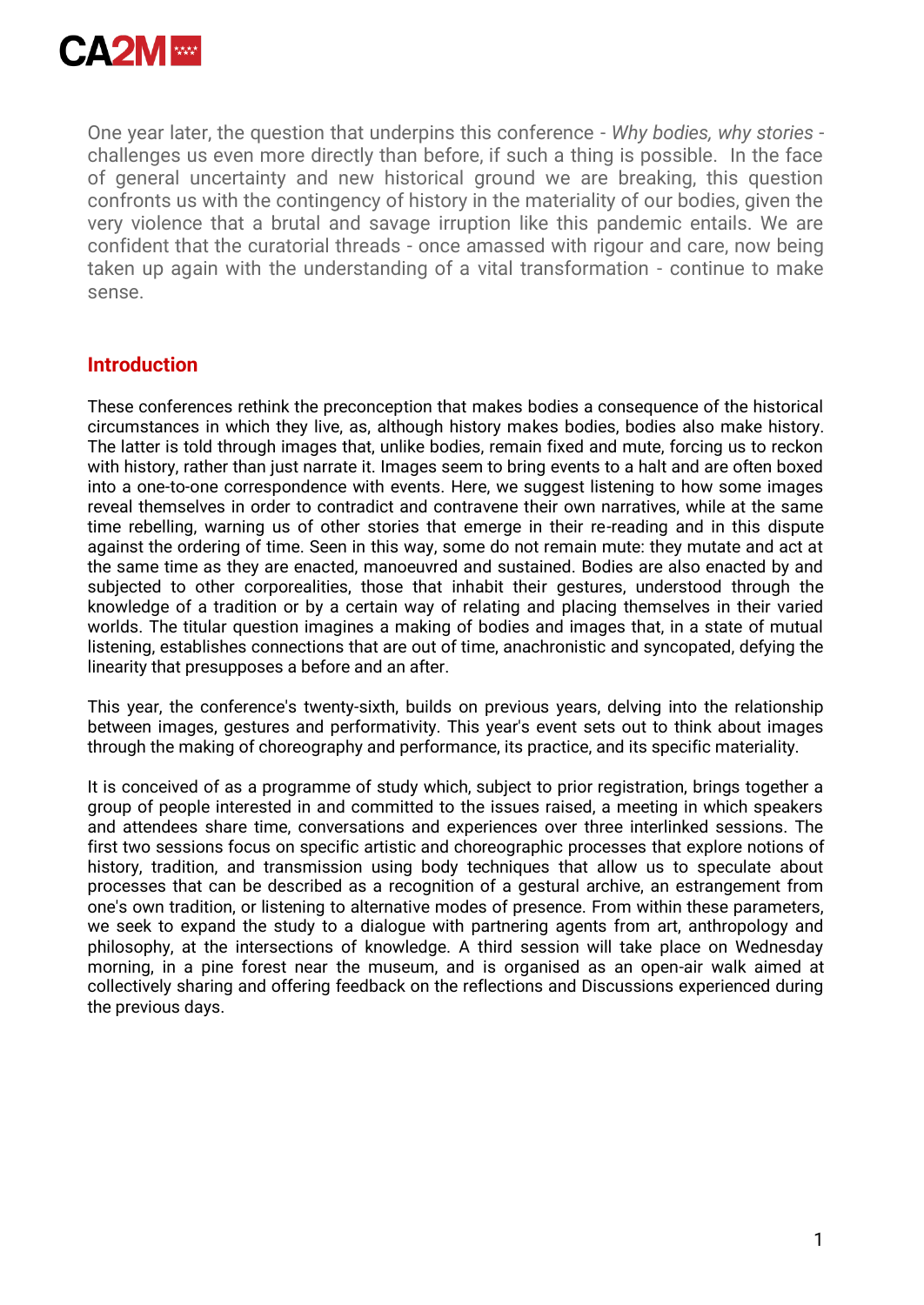One year later, the question that underpins this conference - *Why bodies, why stories* - challenges us even more directly than before, if such a thing is possible. In the face of general uncertainty and new historical ground we are breaking, this question confronts us with the contingency of history in the materiality of our bodies, given the very violence that a brutal and savage irruption like this pandemic entails. We are confident that the curatorial threads - once amassed with rigour and care, now being taken up again with the understanding of a vital transformation - continue to make sense.

## Introduction

These conferences rethink the preconception that makes bodies a consequence of the historical circumstances in which they live, as, although history makes bodies, bodies also make history. The latter is told through images that, unlike bodies, remain fixed and mute, forcing us to reckon with history, rather than just narrate it. Images seem to bring events to a halt and are often boxed into a one-to-one correspondence with events. Here, we suggest listening to how some images reveal themselves in order to contradict and contravene their own narratives, while at the same time rebelling, warning us of other stories that emerge in their re-reading and in this dispute against the ordering of time. Seen in this way, some do not remain mute: they mutate and act at the same time as they are enacted, manoeuvred and sustained. Bodies are also enacted by and subjected to other corporealities, those that inhabit their gestures, understood through the knowledge of a tradition or by a certain way of relating and placing themselves in their varied worlds. The titular question imagines a making of bodies and images that, in a state of mutual listening, establishes connections that are out of time, anachronistic and syncopated, defying the linearity that presupposes a before and an after.

This year, the conference's twenty-sixth, builds on previous years, delving into the relationship between images, gestures and performativity. This year's event sets out to think about images through the making of choreography and performance, its practice, and its specific materiality.

It is conceived of as a programme of study which, subject to prior registration, brings together a group of people interested in and committed to the issues raised, a meeting in which speakers and attendees share time, conversations and experiences over three interlinked sessions. The first two sessions focus on specific artistic and choreographic processes that explore notions of history, tradition, and transmission using body techniques that allow us to speculate about processes that can be described as a recognition of a gestural archive, an estrangement from one's own tradition, or listening to alternative modes of presence. From within these parameters, we seek to expand the study to a dialogue with partnering agents from art, anthropology and philosophy, at the intersections of knowledge. A third session will take place on Wednesday morning, in a pine forest near the museum, and is organised as an open-air walk aimed at collectively sharing and offering feedback on the reflections and Discussions experienced during the previous days.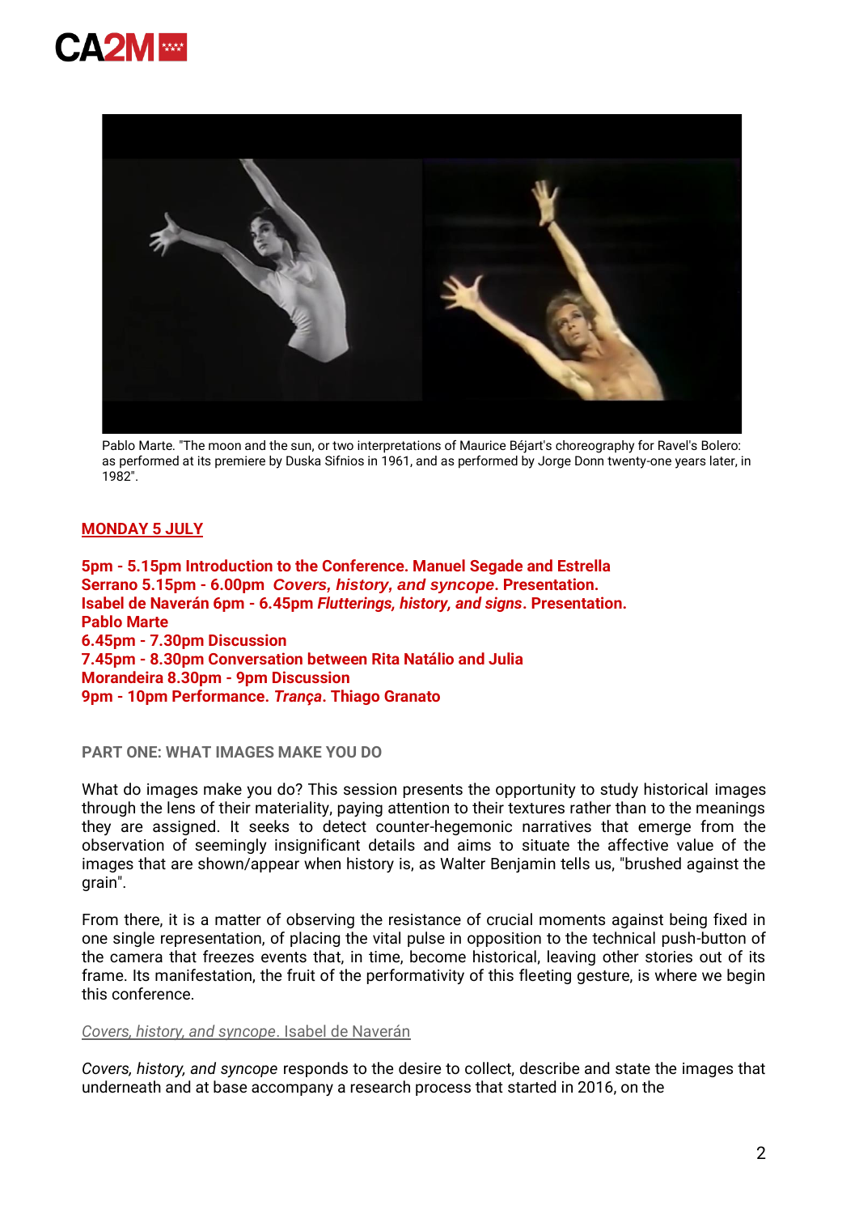Pablo Marte. "The moon and the sun, or two interpretations of Maurice Béjart's choreography for Ravel's Bolero: as performed at its premiere by Duska Sifnios in 1961, and as performed by Jorge Donn twenty-one years later, in 1982".

## MONDAY 5 JULY

**5pm - 5.15pm Introduction to the Conference. Manuel Segade and Estrella Serrano 5.15pm - 6.00pm** ***Covers, history, and syncope*****. Presentation. Isabel de Naverán 6pm - 6.45pm** ***Flutterings, history, and signs*****. Presentation. Pablo Marte**
**6.45pm - 7.30pm Discussion**
**7.45pm - 8.30pm Conversation between Rita Natálio and Julia Morandeira 8.30pm - 9pm Discussion**
**9pm - 10pm Performance.** ***Trança*****. Thiago Granato**

### PART ONE: WHAT IMAGES MAKE YOU DO

What do images make you do? This session presents the opportunity to study historical images through the lens of their materiality, paying attention to their textures rather than to the meanings they are assigned. It seeks to detect counter-hegemonic narratives that emerge from the observation of seemingly insignificant details and aims to situate the affective value of the images that are shown/appear when history is, as Walter Benjamin tells us, "brushed against the grain".

From there, it is a matter of observing the resistance of crucial moments against being fixed in one single representation, of placing the vital pulse in opposition to the technical push-button of the camera that freezes events that, in time, become historical, leaving other stories out of its frame. Its manifestation, the fruit of the performativity of this fleeting gesture, is where we begin this conference.

*Covers, history, and syncope*. Isabel de Naverán

*Covers, history, and syncope* responds to the desire to collect, describe and state the images that underneath and at base accompany a research process that started in 2016, on the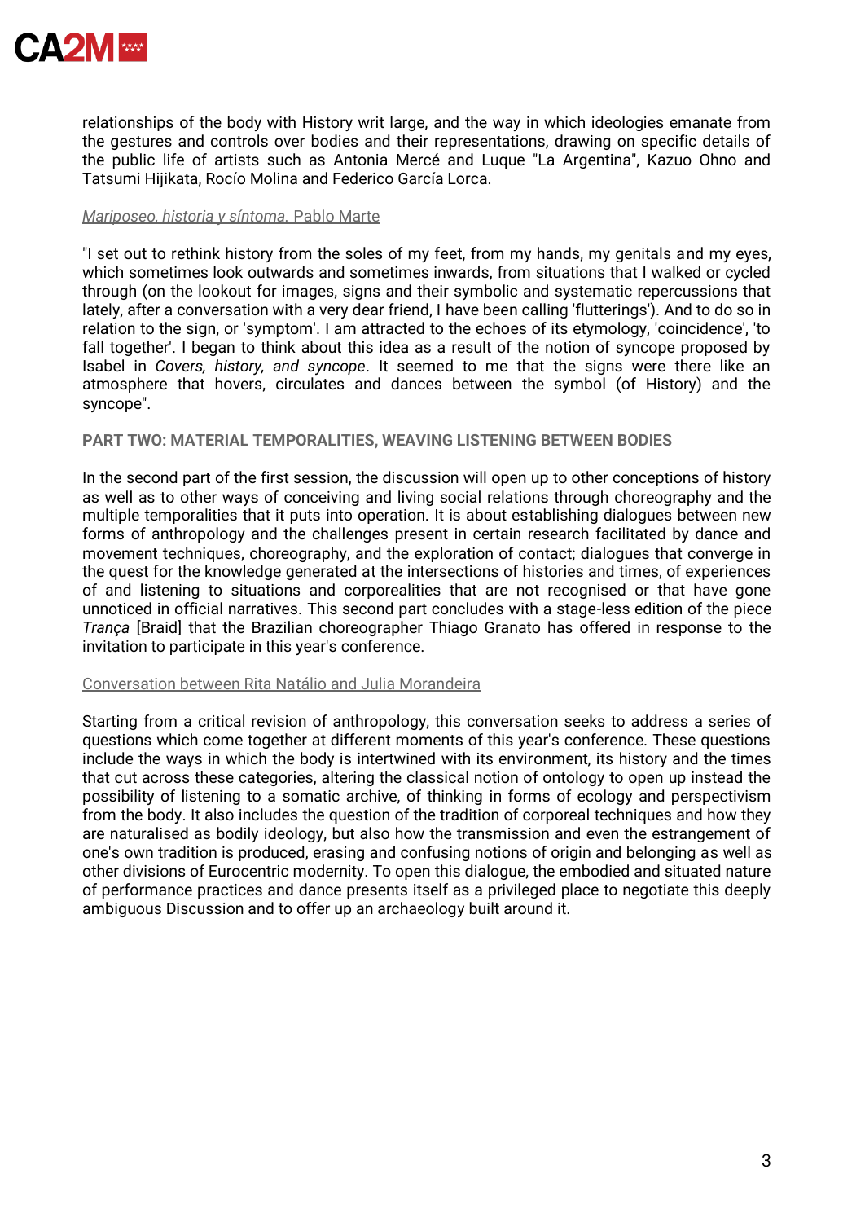relationships of the body with History writ large, and the way in which ideologies emanate from the gestures and controls over bodies and their representations, drawing on specific details of the public life of artists such as Antonia Mercé and Luque "La Argentina", Kazuo Ohno and Tatsumi Hijikata, Rocío Molina and Federico García Lorca.

*Mariposeo, historia y síntoma.* Pablo Marte

"I set out to rethink history from the soles of my feet, from my hands, my genitals and my eyes, which sometimes look outwards and sometimes inwards, from situations that I walked or cycled through (on the lookout for images, signs and their symbolic and systematic repercussions that lately, after a conversation with a very dear friend, I have been calling 'flutterings'). And to do so in relation to the sign, or 'symptom'. I am attracted to the echoes of its etymology, 'coincidence', 'to fall together'. I began to think about this idea as a result of the notion of syncope proposed by Isabel in *Covers, history, and syncope*. It seemed to me that the signs were there like an atmosphere that hovers, circulates and dances between the symbol (of History) and the syncope".

**PART TWO: MATERIAL TEMPORALITIES, WEAVING LISTENING BETWEEN BODIES**

In the second part of the first session, the discussion will open up to other conceptions of history as well as to other ways of conceiving and living social relations through choreography and the multiple temporalities that it puts into operation. It is about establishing dialogues between new forms of anthropology and the challenges present in certain research facilitated by dance and movement techniques, choreography, and the exploration of contact; dialogues that converge in the quest for the knowledge generated at the intersections of histories and times, of experiences of and listening to situations and corporealities that are not recognised or that have gone unnoticed in official narratives. This second part concludes with a stage-less edition of the piece *Trança* [Braid] that the Brazilian choreographer Thiago Granato has offered in response to the invitation to participate in this year's conference.

Conversation between Rita Natálio and Julia Morandeira

Starting from a critical revision of anthropology, this conversation seeks to address a series of questions which come together at different moments of this year's conference. These questions include the ways in which the body is intertwined with its environment, its history and the times that cut across these categories, altering the classical notion of ontology to open up instead the possibility of listening to a somatic archive, of thinking in forms of ecology and perspectivism from the body. It also includes the question of the tradition of corporeal techniques and how they are naturalised as bodily ideology, but also how the transmission and even the estrangement of one's own tradition is produced, erasing and confusing notions of origin and belonging as well as other divisions of Eurocentric modernity. To open this dialogue, the embodied and situated nature of performance practices and dance presents itself as a privileged place to negotiate this deeply ambiguous Discussion and to offer up an archaeology built around it.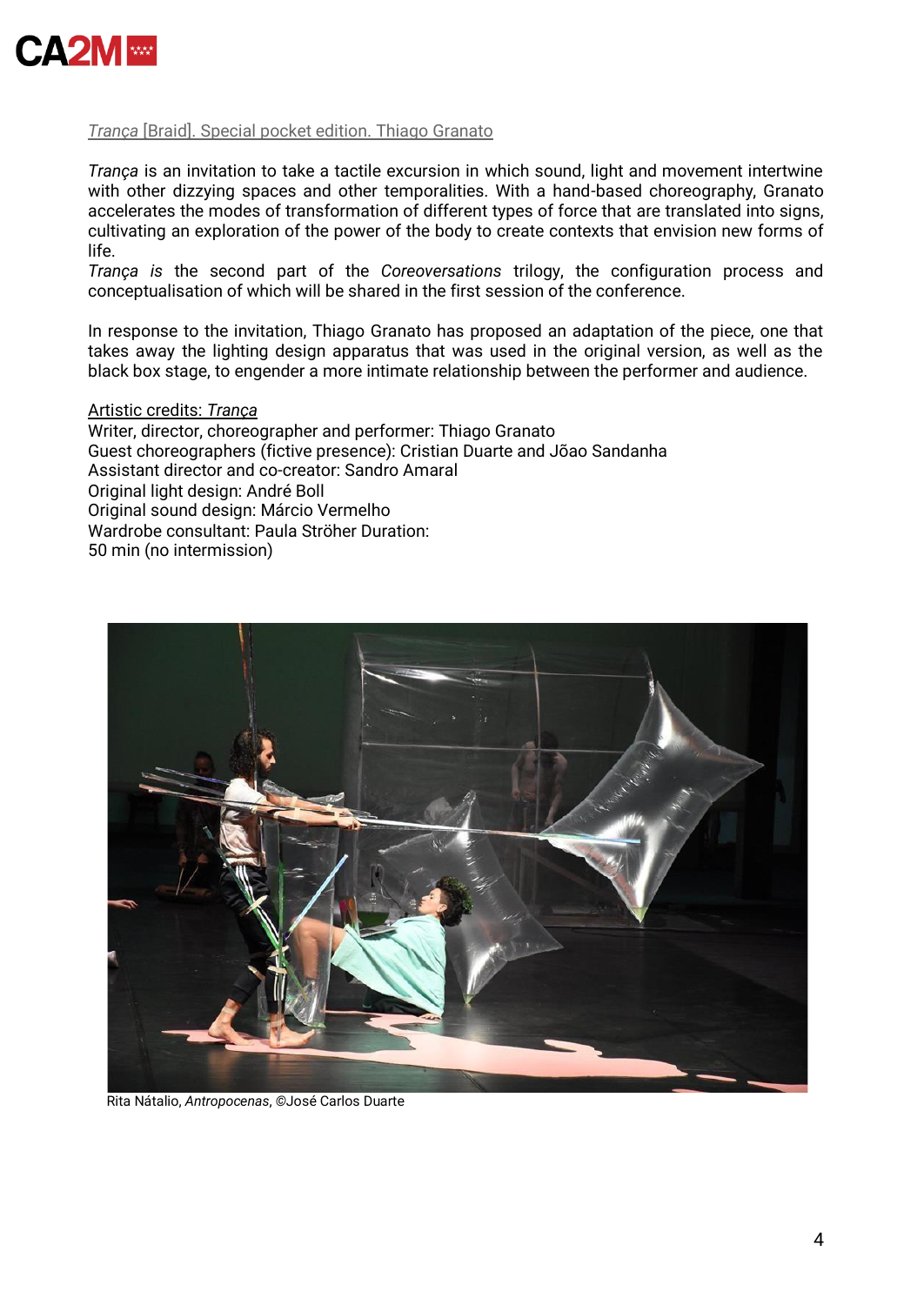*Trança* [Braid]. Special pocket edition. Thiago Granato

*Trança* is an invitation to take a tactile excursion in which sound, light and movement intertwine with other dizzying spaces and other temporalities. With a hand-based choreography, Granato accelerates the modes of transformation of different types of force that are translated into signs, cultivating an exploration of the power of the body to create contexts that envision new forms of life.
*Trança is* the second part of the *Coreoversations* trilogy, the configuration process and conceptualisation of which will be shared in the first session of the conference.

In response to the invitation, Thiago Granato has proposed an adaptation of the piece, one that takes away the lighting design apparatus that was used in the original version, as well as the black box stage, to engender a more intimate relationship between the performer and audience.

Artistic credits: *Trança*
Writer, director, choreographer and performer: Thiago Granato
Guest choreographers (fictive presence): Cristian Duarte and Jõao Sandanha
Assistant director and co-creator: Sandro Amaral
Original light design: André Boll
Original sound design: Márcio Vermelho
Wardrobe consultant: Paula Ströher Duration:
50 min (no intermission)

Rita Nátalio, *Antropocenas*, ©José Carlos Duarte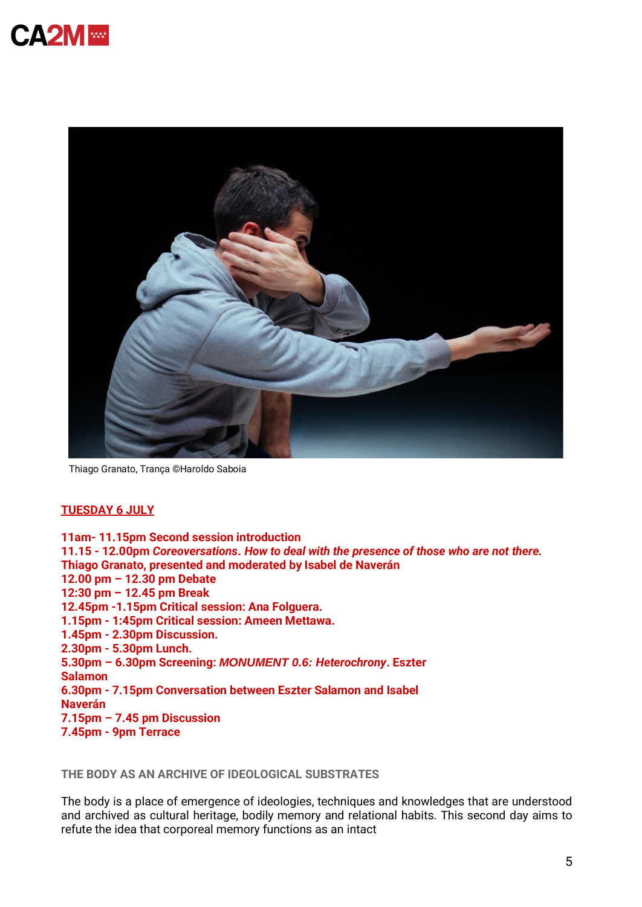Thiago Granato, Trança ©Haroldo Saboia

## TUESDAY 6 JULY

**11am- 11.15pm Second session introduction**
**11.15 - 12.00pm *Coreoversations. How to deal with the presence of those who are not there.* Thiago Granato, presented and moderated by Isabel de Naverán**
**12.00 pm – 12.30 pm Debate**
**12:30 pm – 12.45 pm Break**
**12.45pm -1.15pm Critical session: Ana Folguera.**
**1.15pm - 1:45pm Critical session: Ameen Mettawa.**
**1.45pm - 2.30pm Discussion.**
**2.30pm - 5.30pm Lunch.**
**5.30pm – 6.30pm Screening: *MONUMENT 0.6: Heterochrony*. Eszter Salamon**
**6.30pm - 7.15pm Conversation between Eszter Salamon and Isabel Naverán**
**7.15pm – 7.45 pm Discussion**
**7.45pm - 9pm Terrace**

### THE BODY AS AN ARCHIVE OF IDEOLOGICAL SUBSTRATES

The body is a place of emergence of ideologies, techniques and knowledges that are understood and archived as cultural heritage, bodily memory and relational habits. This second day aims to refute the idea that corporeal memory functions as an intact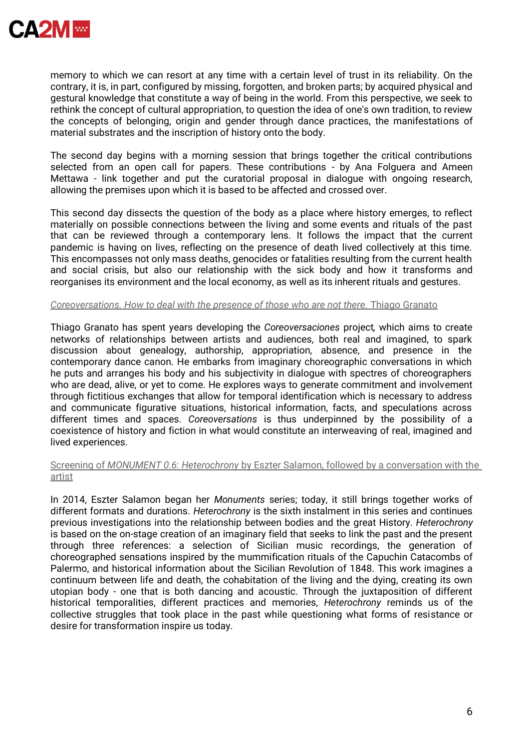memory to which we can resort at any time with a certain level of trust in its reliability. On the contrary, it is, in part, configured by missing, forgotten, and broken parts; by acquired physical and gestural knowledge that constitute a way of being in the world. From this perspective, we seek to rethink the concept of cultural appropriation, to question the idea of one's own tradition, to review the concepts of belonging, origin and gender through dance practices, the manifestations of material substrates and the inscription of history onto the body.

The second day begins with a morning session that brings together the critical contributions selected from an open call for papers. These contributions - by Ana Folguera and Ameen Mettawa - link together and put the curatorial proposal in dialogue with ongoing research, allowing the premises upon which it is based to be affected and crossed over.

This second day dissects the question of the body as a place where history emerges, to reflect materially on possible connections between the living and some events and rituals of the past that can be reviewed through a contemporary lens. It follows the impact that the current pandemic is having on lives, reflecting on the presence of death lived collectively at this time. This encompasses not only mass deaths, genocides or fatalities resulting from the current health and social crisis, but also our relationship with the sick body and how it transforms and reorganises its environment and the local economy, as well as its inherent rituals and gestures.

*Coreoversations. How to deal with the presence of those who are not there.* Thiago Granato

Thiago Granato has spent years developing the *Coreoversaciones* project, which aims to create networks of relationships between artists and audiences, both real and imagined, to spark discussion about genealogy, authorship, appropriation, absence, and presence in the contemporary dance canon. He embarks from imaginary choreographic conversations in which he puts and arranges his body and his subjectivity in dialogue with spectres of choreographers who are dead, alive, or yet to come. He explores ways to generate commitment and involvement through fictitious exchanges that allow for temporal identification which is necessary to address and communicate figurative situations, historical information, facts, and speculations across different times and spaces. *Coreoversations* is thus underpinned by the possibility of a coexistence of history and fiction in what would constitute an interweaving of real, imagined and lived experiences.

Screening of *MONUMENT 0.6*: *Heterochrony* by Eszter Salamon, followed by a conversation with the artist

In 2014, Eszter Salamon began her *Monuments* series; today, it still brings together works of different formats and durations. *Heterochrony* is the sixth instalment in this series and continues previous investigations into the relationship between bodies and the great History. *Heterochrony* is based on the on-stage creation of an imaginary field that seeks to link the past and the present through three references: a selection of Sicilian music recordings, the generation of choreographed sensations inspired by the mummification rituals of the Capuchin Catacombs of Palermo, and historical information about the Sicilian Revolution of 1848. This work imagines a continuum between life and death, the cohabitation of the living and the dying, creating its own utopian body - one that is both dancing and acoustic. Through the juxtaposition of different historical temporalities, different practices and memories, *Heterochrony* reminds us of the collective struggles that took place in the past while questioning what forms of resistance or desire for transformation inspire us today.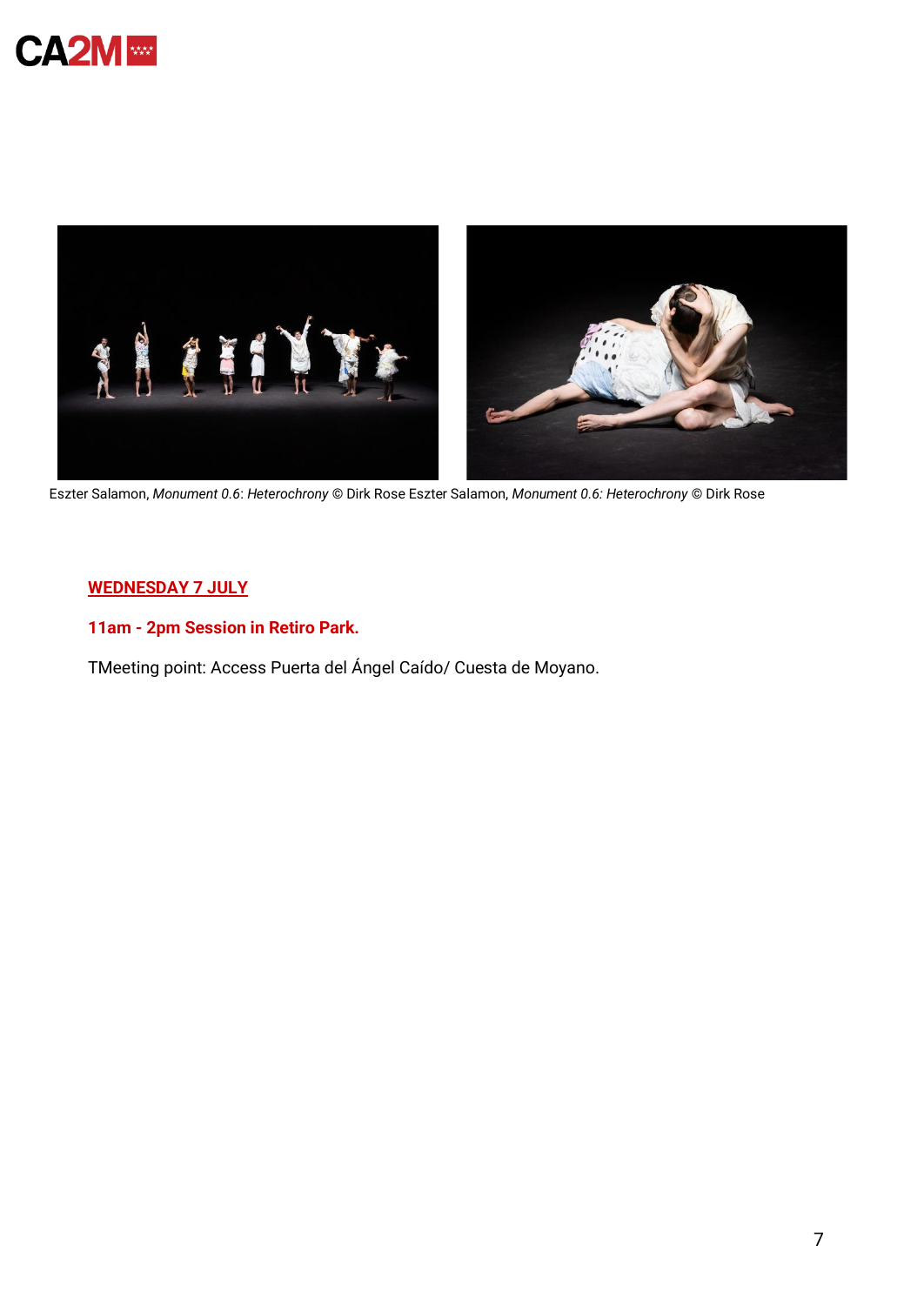Eszter Salamon, *Monument 0.6*: *Heterochrony* © Dirk Rose Eszter Salamon, *Monument 0.6: Heterochrony* © Dirk Rose

**WEDNESDAY 7 JULY**

**11am - 2pm Session in Retiro Park.**

TMeeting point: Access Puerta del Ángel Caído/ Cuesta de Moyano.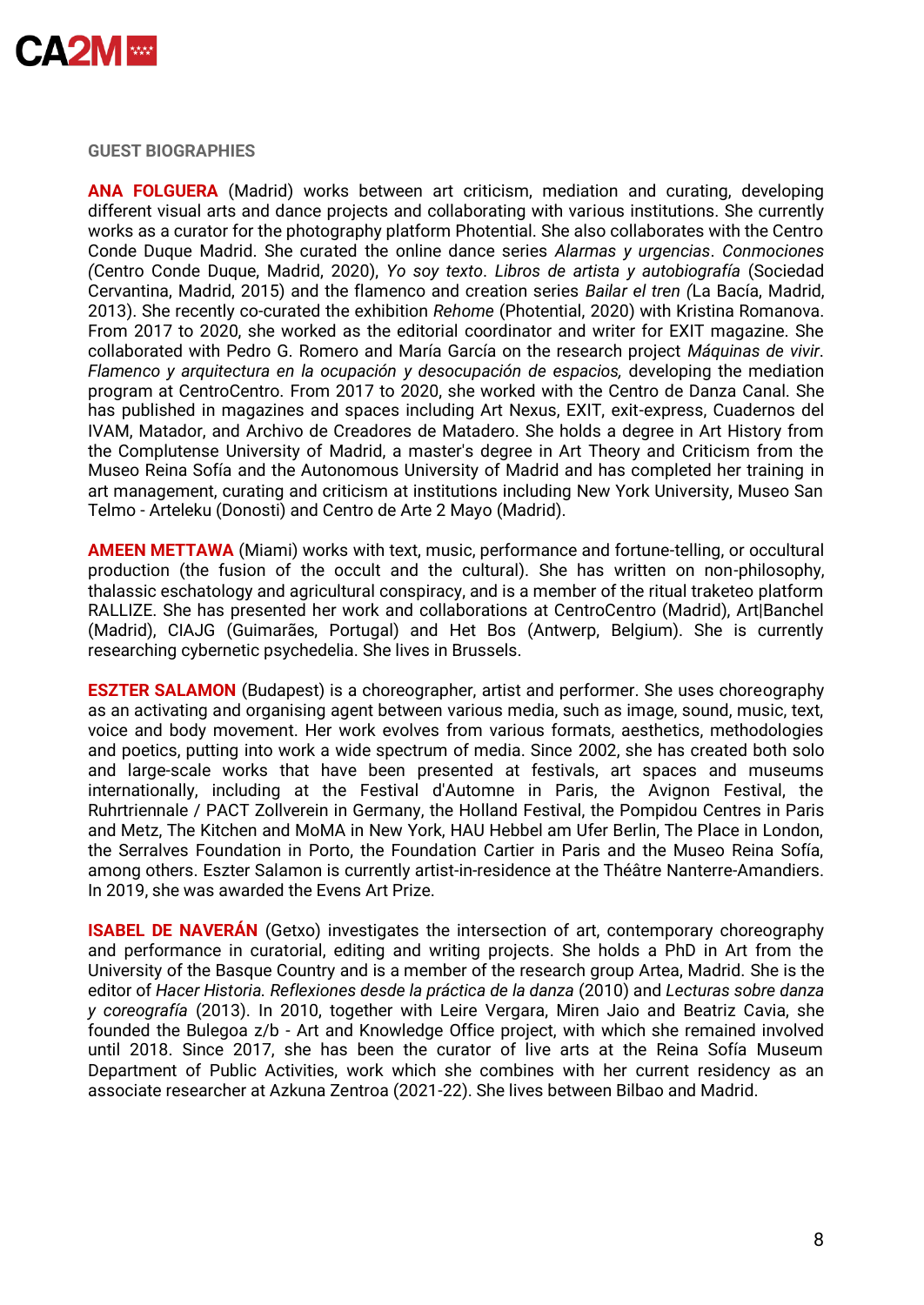## GUEST BIOGRAPHIES

**ANA FOLGUERA** (Madrid) works between art criticism, mediation and curating, developing different visual arts and dance projects and collaborating with various institutions. She currently works as a curator for the photography platform Photential. She also collaborates with the Centro Conde Duque Madrid. She curated the online dance series *Alarmas y urgencias*. *Conmociones (*Centro Conde Duque, Madrid, 2020), *Yo soy texto*. *Libros de artista y autobiografía* (Sociedad Cervantina, Madrid, 2015) and the flamenco and creation series *Bailar el tren (*La Bacía, Madrid, 2013). She recently co-curated the exhibition *Rehome* (Photential, 2020) with Kristina Romanova. From 2017 to 2020, she worked as the editorial coordinator and writer for EXIT magazine. She collaborated with Pedro G. Romero and María García on the research project *Máquinas de vivir*. *Flamenco y arquitectura en la ocupación y desocupación de espacios,* developing the mediation program at CentroCentro. From 2017 to 2020, she worked with the Centro de Danza Canal. She has published in magazines and spaces including Art Nexus, EXIT, exit-express, Cuadernos del IVAM, Matador, and Archivo de Creadores de Matadero. She holds a degree in Art History from the Complutense University of Madrid, a master's degree in Art Theory and Criticism from the Museo Reina Sofía and the Autonomous University of Madrid and has completed her training in art management, curating and criticism at institutions including New York University, Museo San Telmo - Arteleku (Donosti) and Centro de Arte 2 Mayo (Madrid).

**AMEEN METTAWA** (Miami) works with text, music, performance and fortune-telling, or occultural production (the fusion of the occult and the cultural). She has written on non-philosophy, thalassic eschatology and agricultural conspiracy, and is a member of the ritual traketeo platform RALLIZE. She has presented her work and collaborations at CentroCentro (Madrid), Art|Banchel (Madrid), CIAJG (Guimarães, Portugal) and Het Bos (Antwerp, Belgium). She is currently researching cybernetic psychedelia. She lives in Brussels.

**ESZTER SALAMON** (Budapest) is a choreographer, artist and performer. She uses choreography as an activating and organising agent between various media, such as image, sound, music, text, voice and body movement. Her work evolves from various formats, aesthetics, methodologies and poetics, putting into work a wide spectrum of media. Since 2002, she has created both solo and large-scale works that have been presented at festivals, art spaces and museums internationally, including at the Festival d'Automne in Paris, the Avignon Festival, the Ruhrtriennale / PACT Zollverein in Germany, the Holland Festival, the Pompidou Centres in Paris and Metz, The Kitchen and MoMA in New York, HAU Hebbel am Ufer Berlin, The Place in London, the Serralves Foundation in Porto, the Foundation Cartier in Paris and the Museo Reina Sofía, among others. Eszter Salamon is currently artist-in-residence at the Théâtre Nanterre-Amandiers. In 2019, she was awarded the Evens Art Prize.

**ISABEL DE NAVERÁN** (Getxo) investigates the intersection of art, contemporary choreography and performance in curatorial, editing and writing projects. She holds a PhD in Art from the University of the Basque Country and is a member of the research group Artea, Madrid. She is the editor of *Hacer Historia. Reflexiones desde la práctica de la danza* (2010) and *Lecturas sobre danza y coreografía* (2013). In 2010, together with Leire Vergara, Miren Jaio and Beatriz Cavia, she founded the Bulegoa z/b - Art and Knowledge Office project, with which she remained involved until 2018. Since 2017, she has been the curator of live arts at the Reina Sofía Museum Department of Public Activities, work which she combines with her current residency as an associate researcher at Azkuna Zentroa (2021-22). She lives between Bilbao and Madrid.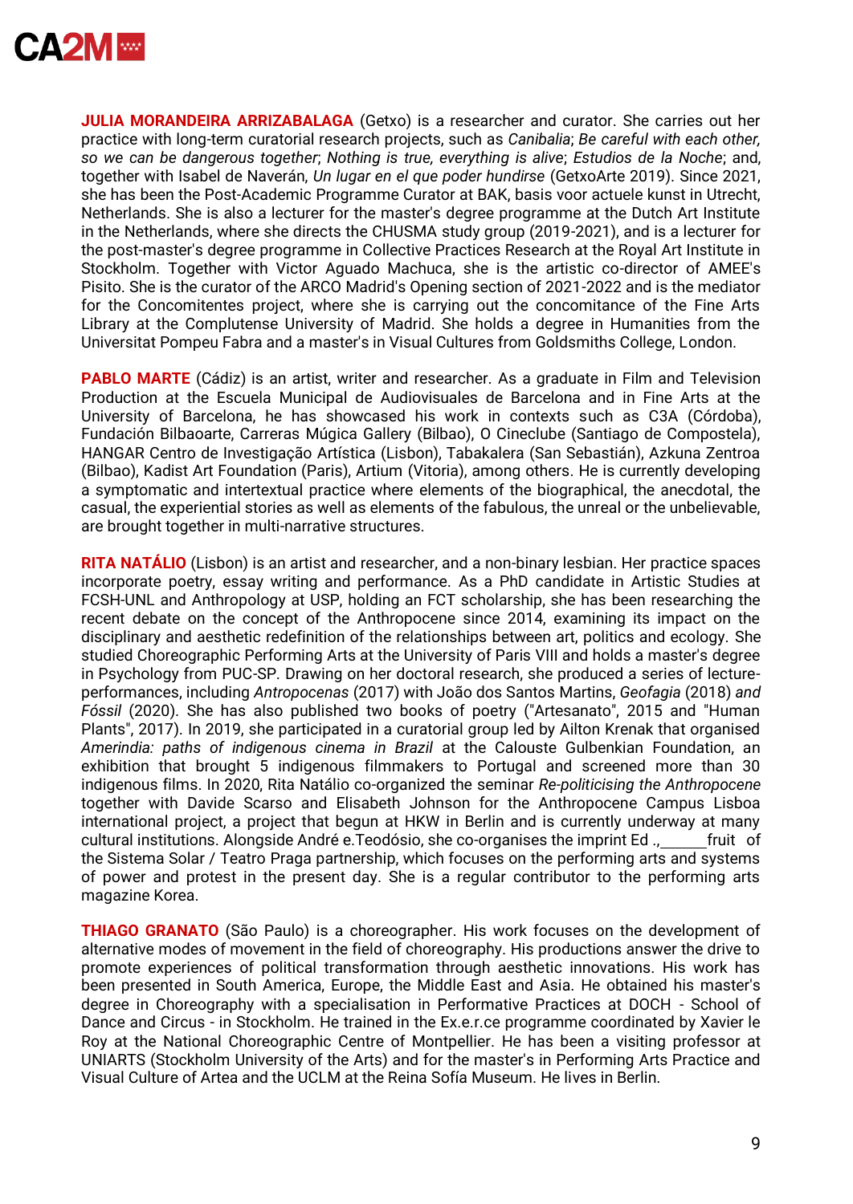**JULIA MORANDEIRA ARRIZABALAGA** (Getxo) is a researcher and curator. She carries out her practice with long-term curatorial research projects, such as *Canibalia*; *Be careful with each other, so we can be dangerous together*; *Nothing is true, everything is alive*; *Estudios de la Noche*; and, together with Isabel de Naverán, *Un lugar en el que poder hundirse* (GetxoArte 2019). Since 2021, she has been the Post-Academic Programme Curator at BAK, basis voor actuele kunst in Utrecht, Netherlands. She is also a lecturer for the master's degree programme at the Dutch Art Institute in the Netherlands, where she directs the CHUSMA study group (2019-2021), and is a lecturer for the post-master's degree programme in Collective Practices Research at the Royal Art Institute in Stockholm. Together with Victor Aguado Machuca, she is the artistic co-director of AMEE's Pisito. She is the curator of the ARCO Madrid's Opening section of 2021-2022 and is the mediator for the Concomitentes project, where she is carrying out the concomitance of the Fine Arts Library at the Complutense University of Madrid. She holds a degree in Humanities from the Universitat Pompeu Fabra and a master's in Visual Cultures from Goldsmiths College, London.

**PABLO MARTE** (Cádiz) is an artist, writer and researcher. As a graduate in Film and Television Production at the Escuela Municipal de Audiovisuales de Barcelona and in Fine Arts at the University of Barcelona, he has showcased his work in contexts such as C3A (Córdoba), Fundación Bilbaoarte, Carreras Múgica Gallery (Bilbao), O Cineclube (Santiago de Compostela), HANGAR Centro de Investigação Artística (Lisbon), Tabakalera (San Sebastián), Azkuna Zentroa (Bilbao), Kadist Art Foundation (Paris), Artium (Vitoria), among others. He is currently developing a symptomatic and intertextual practice where elements of the biographical, the anecdotal, the casual, the experiential stories as well as elements of the fabulous, the unreal or the unbelievable, are brought together in multi-narrative structures.

**RITA NATÁLIO** (Lisbon) is an artist and researcher, and a non-binary lesbian. Her practice spaces incorporate poetry, essay writing and performance. As a PhD candidate in Artistic Studies at FCSH-UNL and Anthropology at USP, holding an FCT scholarship, she has been researching the recent debate on the concept of the Anthropocene since 2014, examining its impact on the disciplinary and aesthetic redefinition of the relationships between art, politics and ecology. She studied Choreographic Performing Arts at the University of Paris VIII and holds a master's degree in Psychology from PUC-SP. Drawing on her doctoral research, she produced a series of lecture-performances, including *Antropocenas* (2017) with João dos Santos Martins, *Geofagia* (2018) *and Fóssil* (2020). She has also published two books of poetry ("Artesanato", 2015 and "Human Plants", 2017). In 2019, she participated in a curatorial group led by Ailton Krenak that organised *Amerindia: paths of indigenous cinema in Brazil* at the Calouste Gulbenkian Foundation, an exhibition that brought 5 indigenous filmmakers to Portugal and screened more than 30 indigenous films. In 2020, Rita Natálio co-organized the seminar *Re-politicising the Anthropocene* together with Davide Scarso and Elisabeth Johnson for the Anthropocene Campus Lisboa international project, a project that begun at HKW in Berlin and is currently underway at many cultural institutions. Alongside André e.Teodósio, she co-organises the imprint Ed .,______fruit of the Sistema Solar / Teatro Praga partnership, which focuses on the performing arts and systems of power and protest in the present day. She is a regular contributor to the performing arts magazine Korea.

**THIAGO GRANATO** (São Paulo) is a choreographer. His work focuses on the development of alternative modes of movement in the field of choreography. His productions answer the drive to promote experiences of political transformation through aesthetic innovations. His work has been presented in South America, Europe, the Middle East and Asia. He obtained his master's degree in Choreography with a specialisation in Performative Practices at DOCH - School of Dance and Circus - in Stockholm. He trained in the Ex.e.r.ce programme coordinated by Xavier le Roy at the National Choreographic Centre of Montpellier. He has been a visiting professor at UNIARTS (Stockholm University of the Arts) and for the master's in Performing Arts Practice and Visual Culture of Artea and the UCLM at the Reina Sofía Museum. He lives in Berlin.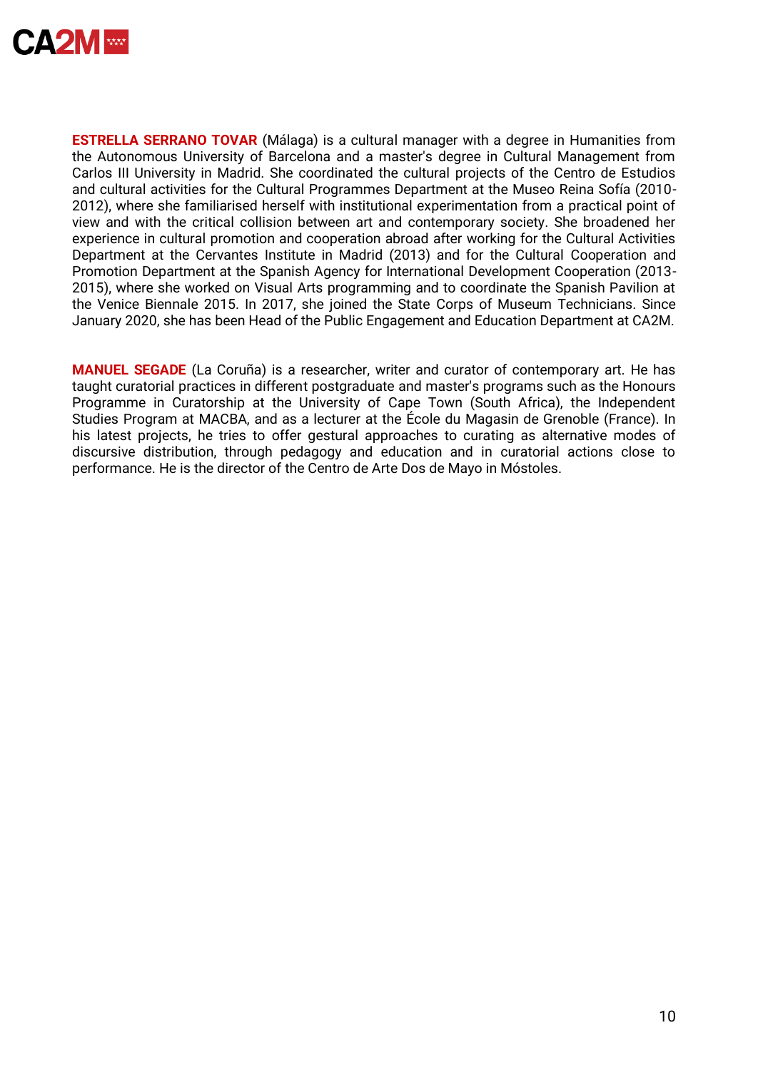**ESTRELLA SERRANO TOVAR** (Málaga) is a cultural manager with a degree in Humanities from the Autonomous University of Barcelona and a master's degree in Cultural Management from Carlos III University in Madrid. She coordinated the cultural projects of the Centro de Estudios and cultural activities for the Cultural Programmes Department at the Museo Reina Sofía (2010-2012), where she familiarised herself with institutional experimentation from a practical point of view and with the critical collision between art and contemporary society. She broadened her experience in cultural promotion and cooperation abroad after working for the Cultural Activities Department at the Cervantes Institute in Madrid (2013) and for the Cultural Cooperation and Promotion Department at the Spanish Agency for International Development Cooperation (2013-2015), where she worked on Visual Arts programming and to coordinate the Spanish Pavilion at the Venice Biennale 2015. In 2017, she joined the State Corps of Museum Technicians. Since January 2020, she has been Head of the Public Engagement and Education Department at CA2M.

**MANUEL SEGADE** (La Coruña) is a researcher, writer and curator of contemporary art. He has taught curatorial practices in different postgraduate and master's programs such as the Honours Programme in Curatorship at the University of Cape Town (South Africa), the Independent Studies Program at MACBA, and as a lecturer at the École du Magasin de Grenoble (France). In his latest projects, he tries to offer gestural approaches to curating as alternative modes of discursive distribution, through pedagogy and education and in curatorial actions close to performance. He is the director of the Centro de Arte Dos de Mayo in Móstoles.